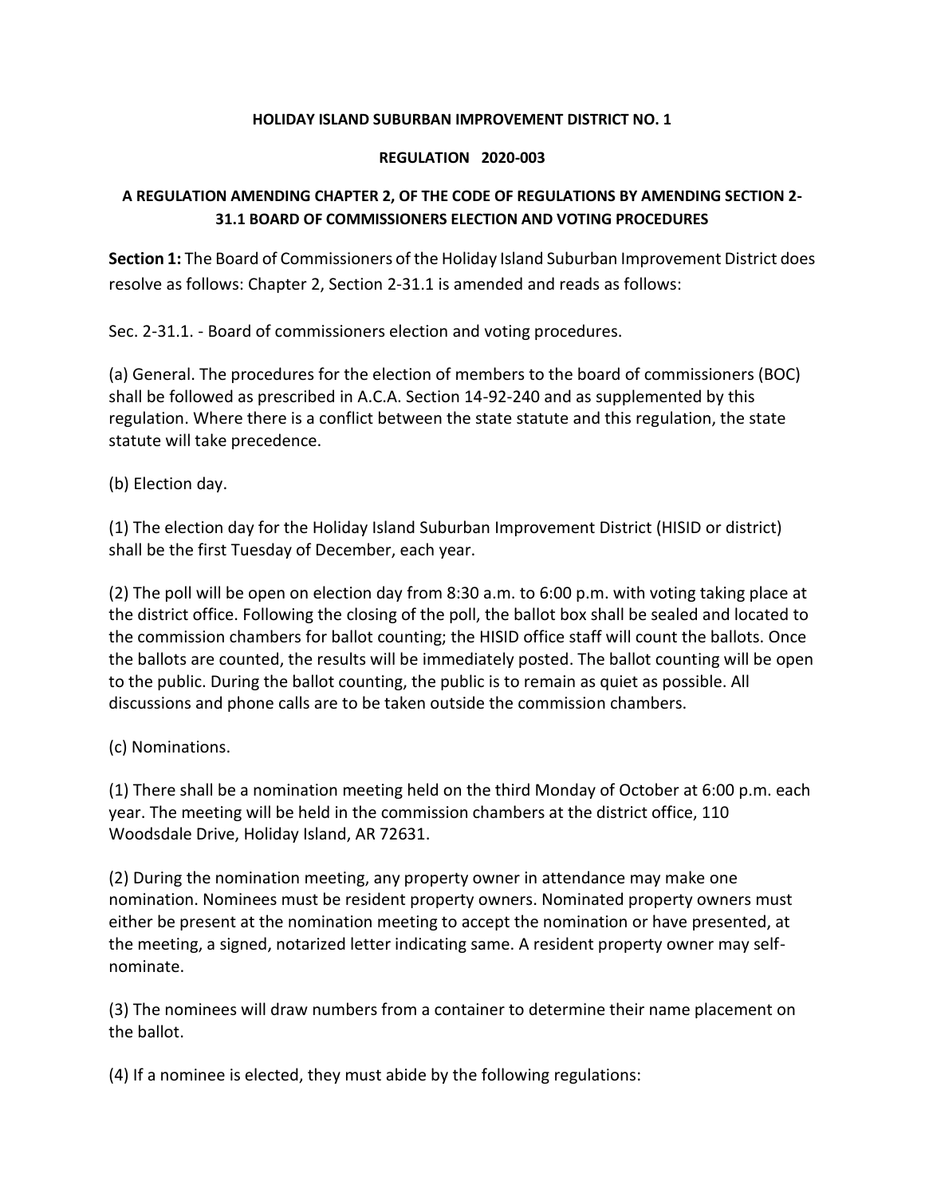**HOLIDAY ISLAND SUBURBAN IMPROVEMENT DISTRICT NO. 1**

**REGULATION 2020-003**

**A REGULATION AMENDING CHAPTER 2, OF THE CODE OF REGULATIONS BY AMENDING SECTION 2-31.1 BOARD OF COMMISSIONERS ELECTION AND VOTING PROCEDURES**

**Section 1:** The Board of Commissioners of the Holiday Island Suburban Improvement District does resolve as follows: Chapter 2, Section 2-31.1 is amended and reads as follows:

Sec. 2-31.1. - Board of commissioners election and voting procedures.

(a) General. The procedures for the election of members to the board of commissioners (BOC) shall be followed as prescribed in A.C.A. Section 14-92-240 and as supplemented by this regulation. Where there is a conflict between the state statute and this regulation, the state statute will take precedence.

(b) Election day.

(1) The election day for the Holiday Island Suburban Improvement District (HISID or district) shall be the first Tuesday of December, each year.

(2) The poll will be open on election day from 8:30 a.m. to 6:00 p.m. with voting taking place at the district office. Following the closing of the poll, the ballot box shall be sealed and located to the commission chambers for ballot counting; the HISID office staff will count the ballots. Once the ballots are counted, the results will be immediately posted. The ballot counting will be open to the public. During the ballot counting, the public is to remain as quiet as possible. All discussions and phone calls are to be taken outside the commission chambers.

(c) Nominations.

(1) There shall be a nomination meeting held on the third Monday of October at 6:00 p.m. each year. The meeting will be held in the commission chambers at the district office, 110 Woodsdale Drive, Holiday Island, AR 72631.

(2) During the nomination meeting, any property owner in attendance may make one nomination. Nominees must be resident property owners. Nominated property owners must either be present at the nomination meeting to accept the nomination or have presented, at the meeting, a signed, notarized letter indicating same. A resident property owner may self-nominate.

(3) The nominees will draw numbers from a container to determine their name placement on the ballot.

(4) If a nominee is elected, they must abide by the following regulations: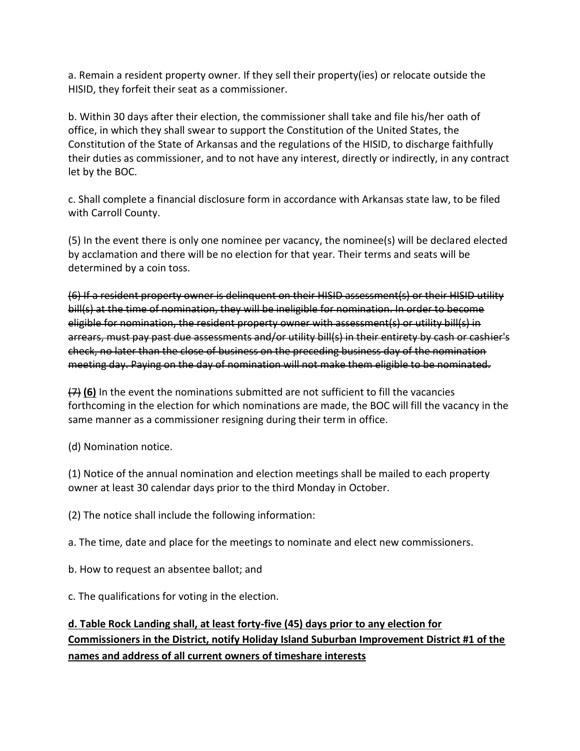a. Remain a resident property owner. If they sell their property(ies) or relocate outside the HISID, they forfeit their seat as a commissioner.

b. Within 30 days after their election, the commissioner shall take and file his/her oath of office, in which they shall swear to support the Constitution of the United States, the Constitution of the State of Arkansas and the regulations of the HISID, to discharge faithfully their duties as commissioner, and to not have any interest, directly or indirectly, in any contract let by the BOC.

c. Shall complete a financial disclosure form in accordance with Arkansas state law, to be filed with Carroll County.

(5) In the event there is only one nominee per vacancy, the nominee(s) will be declared elected by acclamation and there will be no election for that year. Their terms and seats will be determined by a coin toss.

~~(6) If a resident property owner is delinquent on their HISID assessment(s) or their HISID utility bill(s) at the time of nomination, they will be ineligible for nomination. In order to become eligible for nomination, the resident property owner with assessment(s) or utility bill(s) in arrears, must pay past due assessments and/or utility bill(s) in their entirety by cash or cashier's check, no later than the close of business on the preceding business day of the nomination meeting day. Paying on the day of nomination will not make them eligible to be nominated.~~

~~(7)~~ **<u>(6)</u>** In the event the nominations submitted are not sufficient to fill the vacancies forthcoming in the election for which nominations are made, the BOC will fill the vacancy in the same manner as a commissioner resigning during their term in office.

(d) Nomination notice.

(1) Notice of the annual nomination and election meetings shall be mailed to each property owner at least 30 calendar days prior to the third Monday in October.

(2) The notice shall include the following information:

a. The time, date and place for the meetings to nominate and elect new commissioners.

b. How to request an absentee ballot; and

c. The qualifications for voting in the election.

**<u>d. Table Rock Landing shall, at least forty-five (45) days prior to any election for Commissioners in the District, notify Holiday Island Suburban Improvement District #1 of the names and address of all current owners of timeshare interests</u>**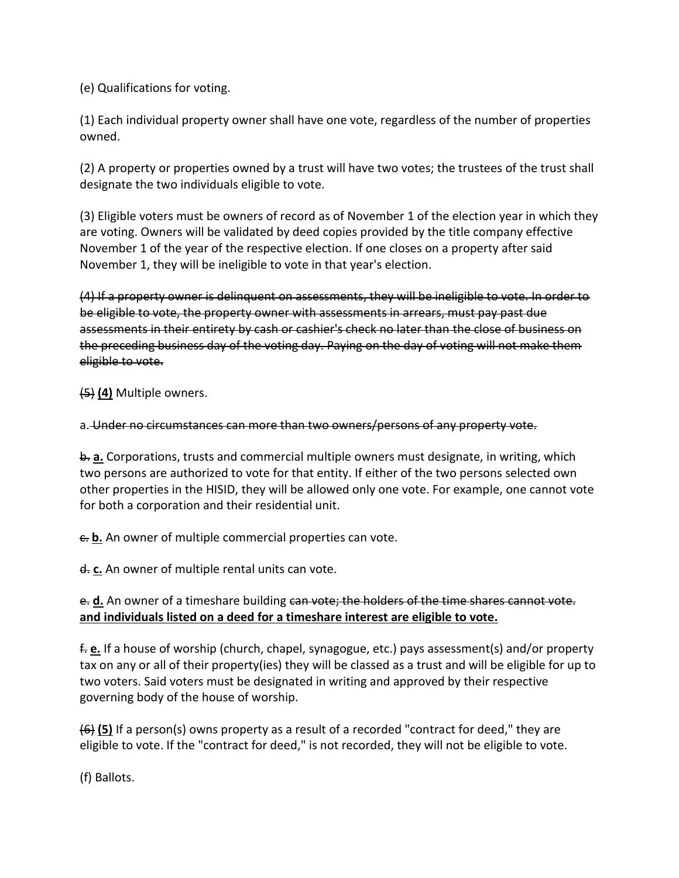(e) Qualifications for voting.

(1) Each individual property owner shall have one vote, regardless of the number of properties owned.

(2) A property or properties owned by a trust will have two votes; the trustees of the trust shall designate the two individuals eligible to vote.

(3) Eligible voters must be owners of record as of November 1 of the election year in which they are voting. Owners will be validated by deed copies provided by the title company effective November 1 of the year of the respective election. If one closes on a property after said November 1, they will be ineligible to vote in that year's election.

~~(4) If a property owner is delinquent on assessments, they will be ineligible to vote. In order to be eligible to vote, the property owner with assessments in arrears, must pay past due assessments in their entirety by cash or cashier's check no later than the close of business on the preceding business day of the voting day. Paying on the day of voting will not make them eligible to vote.~~

~~(5)~~ **(4)** Multiple owners.

a. ~~Under no circumstances can more than two owners/persons of any property vote.~~

~~b.~~ **a.** Corporations, trusts and commercial multiple owners must designate, in writing, which two persons are authorized to vote for that entity. If either of the two persons selected own other properties in the HISID, they will be allowed only one vote. For example, one cannot vote for both a corporation and their residential unit.

~~c.~~ **b.** An owner of multiple commercial properties can vote.

~~d.~~ **c.** An owner of multiple rental units can vote.

~~e.~~ **d.** An owner of a timeshare building ~~can vote; the holders of the time shares cannot vote.~~ **and individuals listed on a deed for a timeshare interest are eligible to vote.**

~~f.~~ **e.** If a house of worship (church, chapel, synagogue, etc.) pays assessment(s) and/or property tax on any or all of their property(ies) they will be classed as a trust and will be eligible for up to two voters. Said voters must be designated in writing and approved by their respective governing body of the house of worship.

~~(6)~~ **(5)** If a person(s) owns property as a result of a recorded "contract for deed," they are eligible to vote. If the "contract for deed," is not recorded, they will not be eligible to vote.

(f) Ballots.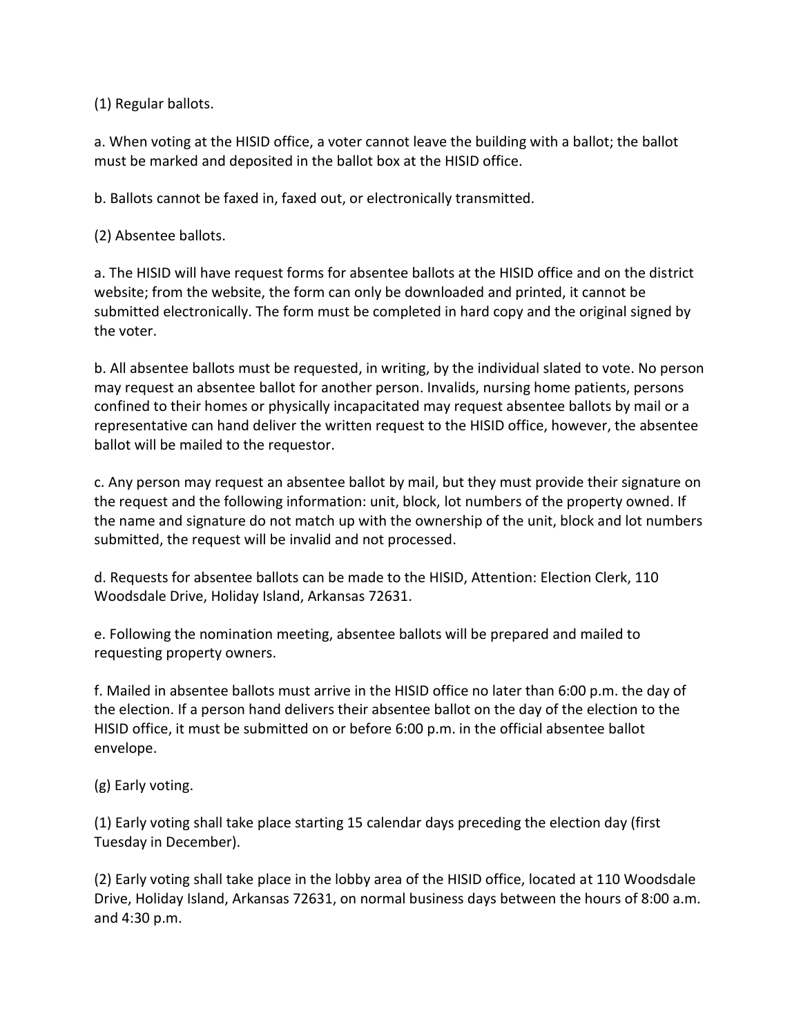(1) Regular ballots.

a. When voting at the HISID office, a voter cannot leave the building with a ballot; the ballot must be marked and deposited in the ballot box at the HISID office.

b. Ballots cannot be faxed in, faxed out, or electronically transmitted.

(2) Absentee ballots.

a. The HISID will have request forms for absentee ballots at the HISID office and on the district website; from the website, the form can only be downloaded and printed, it cannot be submitted electronically. The form must be completed in hard copy and the original signed by the voter.

b. All absentee ballots must be requested, in writing, by the individual slated to vote. No person may request an absentee ballot for another person. Invalids, nursing home patients, persons confined to their homes or physically incapacitated may request absentee ballots by mail or a representative can hand deliver the written request to the HISID office, however, the absentee ballot will be mailed to the requestor.

c. Any person may request an absentee ballot by mail, but they must provide their signature on the request and the following information: unit, block, lot numbers of the property owned. If the name and signature do not match up with the ownership of the unit, block and lot numbers submitted, the request will be invalid and not processed.

d. Requests for absentee ballots can be made to the HISID, Attention: Election Clerk, 110 Woodsdale Drive, Holiday Island, Arkansas 72631.

e. Following the nomination meeting, absentee ballots will be prepared and mailed to requesting property owners.

f. Mailed in absentee ballots must arrive in the HISID office no later than 6:00 p.m. the day of the election. If a person hand delivers their absentee ballot on the day of the election to the HISID office, it must be submitted on or before 6:00 p.m. in the official absentee ballot envelope.

(g) Early voting.

(1) Early voting shall take place starting 15 calendar days preceding the election day (first Tuesday in December).

(2) Early voting shall take place in the lobby area of the HISID office, located at 110 Woodsdale Drive, Holiday Island, Arkansas 72631, on normal business days between the hours of 8:00 a.m. and 4:30 p.m.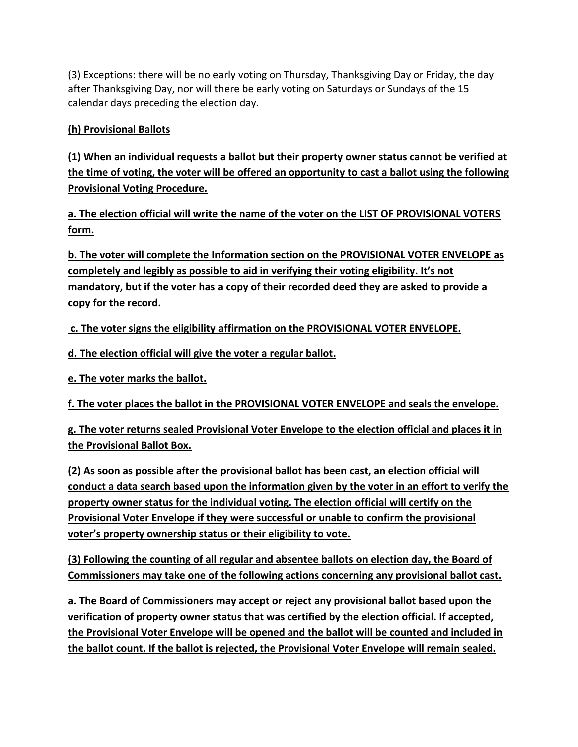(3) Exceptions: there will be no early voting on Thursday, Thanksgiving Day or Friday, the day after Thanksgiving Day, nor will there be early voting on Saturdays or Sundays of the 15 calendar days preceding the election day.

**(h) Provisional Ballots**

**(1) When an individual requests a ballot but their property owner status cannot be verified at the time of voting, the voter will be offered an opportunity to cast a ballot using the following Provisional Voting Procedure.**

**a. The election official will write the name of the voter on the LIST OF PROVISIONAL VOTERS form.**

**b. The voter will complete the Information section on the PROVISIONAL VOTER ENVELOPE as completely and legibly as possible to aid in verifying their voting eligibility. It's not mandatory, but if the voter has a copy of their recorded deed they are asked to provide a copy for the record.**

**c. The voter signs the eligibility affirmation on the PROVISIONAL VOTER ENVELOPE.**

**d. The election official will give the voter a regular ballot.**

**e. The voter marks the ballot.**

**f. The voter places the ballot in the PROVISIONAL VOTER ENVELOPE and seals the envelope.**

**g. The voter returns sealed Provisional Voter Envelope to the election official and places it in the Provisional Ballot Box.**

**(2) As soon as possible after the provisional ballot has been cast, an election official will conduct a data search based upon the information given by the voter in an effort to verify the property owner status for the individual voting. The election official will certify on the Provisional Voter Envelope if they were successful or unable to confirm the provisional voter's property ownership status or their eligibility to vote.**

**(3) Following the counting of all regular and absentee ballots on election day, the Board of Commissioners may take one of the following actions concerning any provisional ballot cast.**

**a. The Board of Commissioners may accept or reject any provisional ballot based upon the verification of property owner status that was certified by the election official. If accepted, the Provisional Voter Envelope will be opened and the ballot will be counted and included in the ballot count. If the ballot is rejected, the Provisional Voter Envelope will remain sealed.**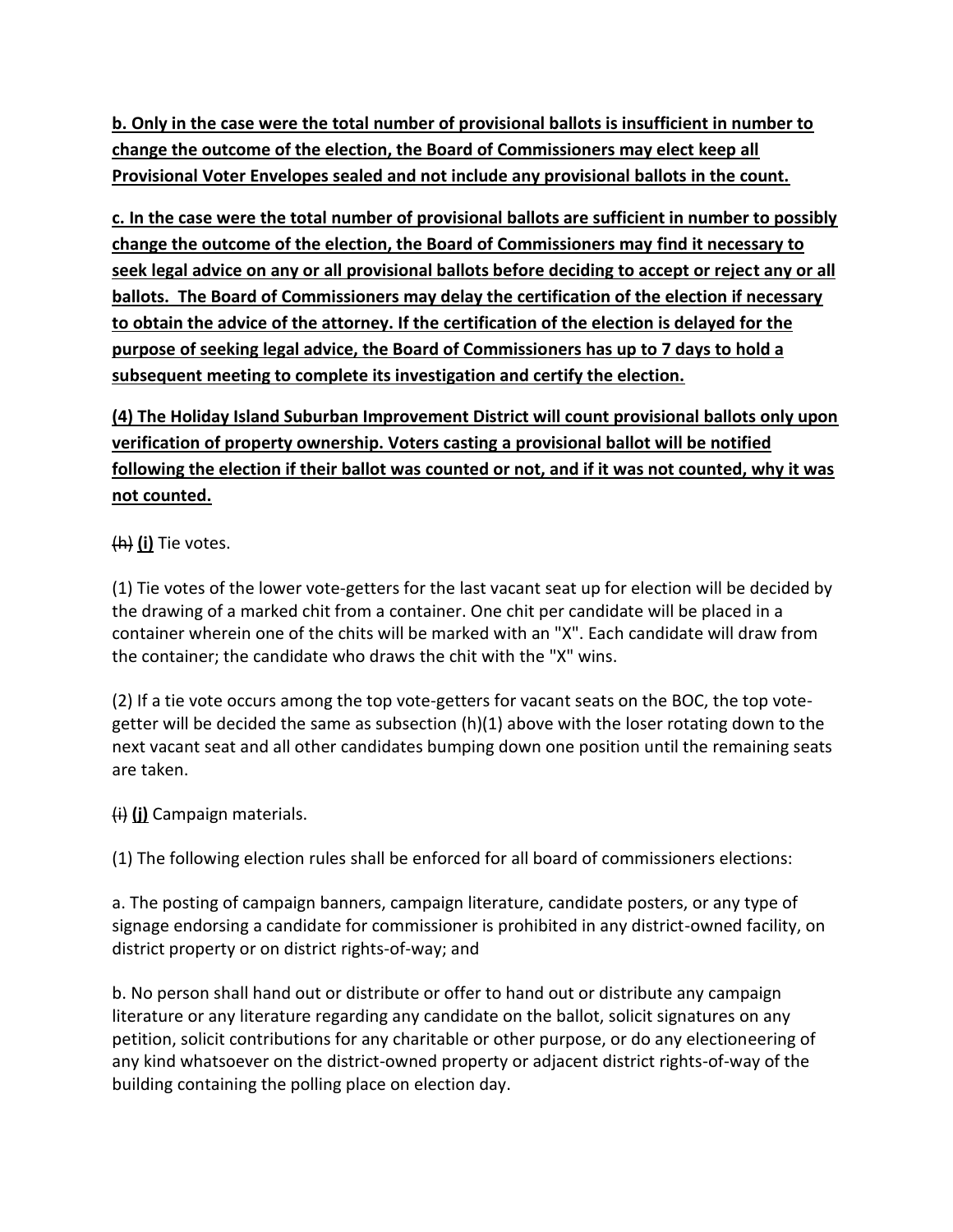**b. Only in the case were the total number of provisional ballots is insufficient in number to change the outcome of the election, the Board of Commissioners may elect keep all Provisional Voter Envelopes sealed and not include any provisional ballots in the count.**

**c. In the case were the total number of provisional ballots are sufficient in number to possibly change the outcome of the election, the Board of Commissioners may find it necessary to seek legal advice on any or all provisional ballots before deciding to accept or reject any or all ballots. The Board of Commissioners may delay the certification of the election if necessary to obtain the advice of the attorney. If the certification of the election is delayed for the purpose of seeking legal advice, the Board of Commissioners has up to 7 days to hold a subsequent meeting to complete its investigation and certify the election.**

**(4) The Holiday Island Suburban Improvement District will count provisional ballots only upon verification of property ownership. Voters casting a provisional ballot will be notified following the election if their ballot was counted or not, and if it was not counted, why it was not counted.**

~~(h)~~ **(i)** Tie votes.

(1) Tie votes of the lower vote-getters for the last vacant seat up for election will be decided by the drawing of a marked chit from a container. One chit per candidate will be placed in a container wherein one of the chits will be marked with an "X". Each candidate will draw from the container; the candidate who draws the chit with the "X" wins.

(2) If a tie vote occurs among the top vote-getters for vacant seats on the BOC, the top vote-getter will be decided the same as subsection (h)(1) above with the loser rotating down to the next vacant seat and all other candidates bumping down one position until the remaining seats are taken.

~~(i)~~ **(j)** Campaign materials.

(1) The following election rules shall be enforced for all board of commissioners elections:

a. The posting of campaign banners, campaign literature, candidate posters, or any type of signage endorsing a candidate for commissioner is prohibited in any district-owned facility, on district property or on district rights-of-way; and

b. No person shall hand out or distribute or offer to hand out or distribute any campaign literature or any literature regarding any candidate on the ballot, solicit signatures on any petition, solicit contributions for any charitable or other purpose, or do any electioneering of any kind whatsoever on the district-owned property or adjacent district rights-of-way of the building containing the polling place on election day.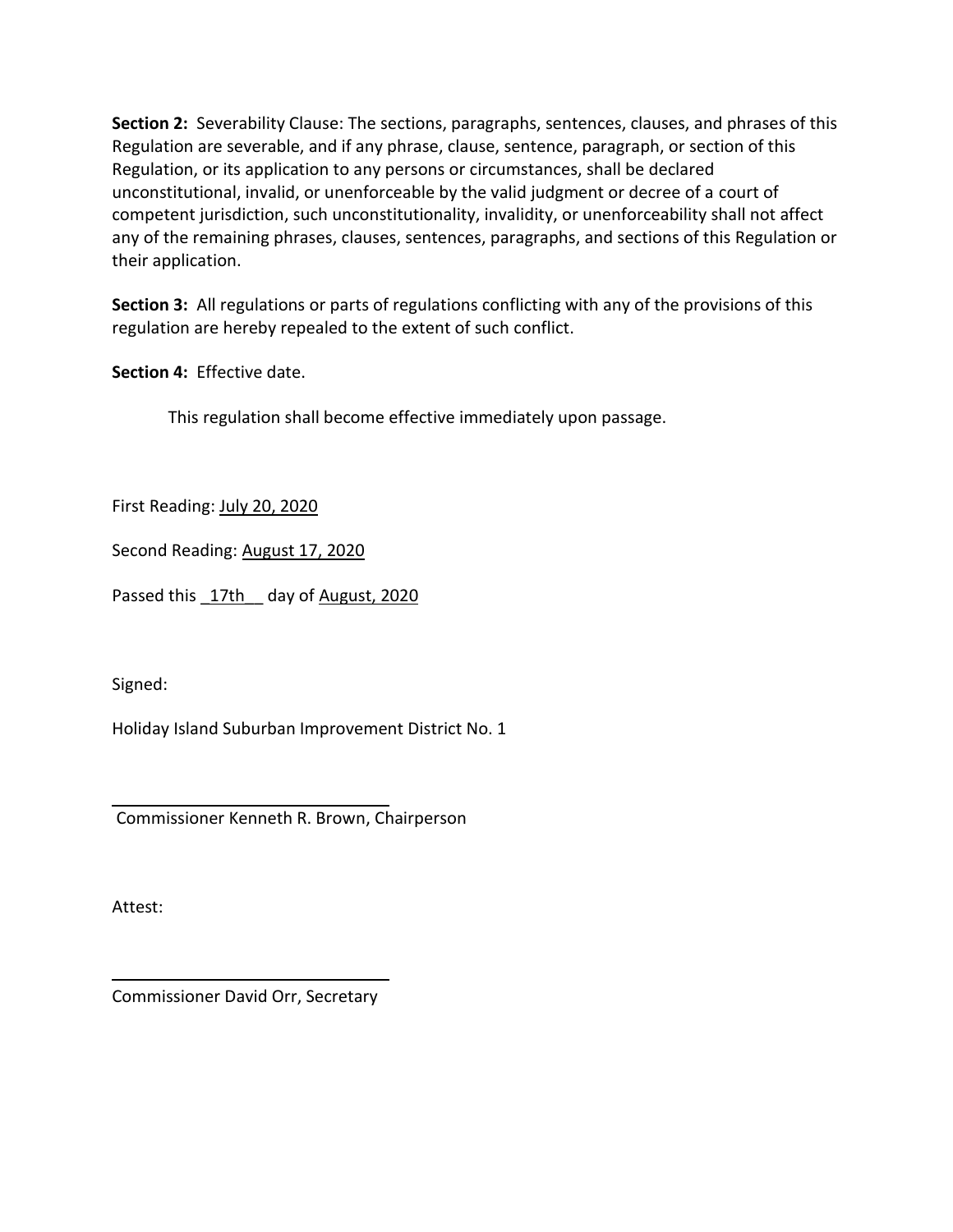**Section 2:** Severability Clause: The sections, paragraphs, sentences, clauses, and phrases of this Regulation are severable, and if any phrase, clause, sentence, paragraph, or section of this Regulation, or its application to any persons or circumstances, shall be declared unconstitutional, invalid, or unenforceable by the valid judgment or decree of a court of competent jurisdiction, such unconstitutionality, invalidity, or unenforceability shall not affect any of the remaining phrases, clauses, sentences, paragraphs, and sections of this Regulation or their application.

**Section 3:** All regulations or parts of regulations conflicting with any of the provisions of this regulation are hereby repealed to the extent of such conflict.

**Section 4:** Effective date.

This regulation shall become effective immediately upon passage.

First Reading: July 20, 2020

Second Reading: August 17, 2020

Passed this 17th day of August, 2020

Signed:

Holiday Island Suburban Improvement District No. 1

______________________________

Commissioner Kenneth R. Brown, Chairperson

Attest:

______________________________

Commissioner David Orr, Secretary